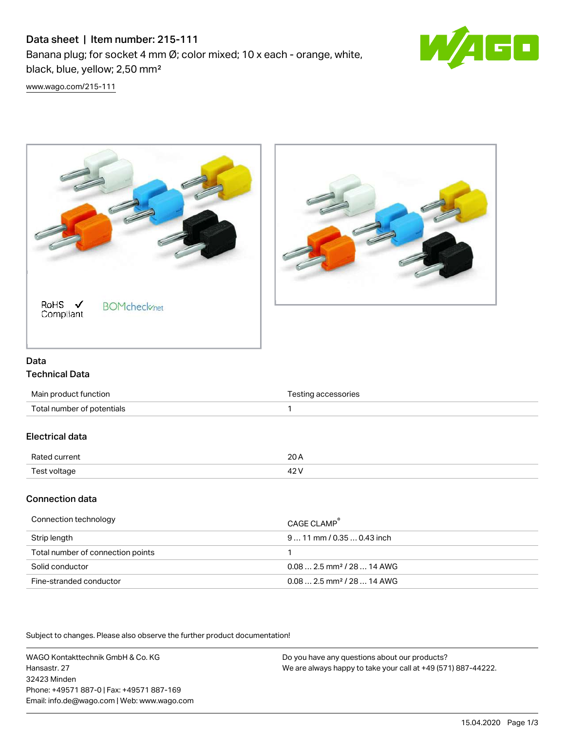# Data sheet | Item number: 215-111

Banana plug; for socket 4 mm Ø; color mixed; 10 x each - orange, white, black, blue, yellow; 2,50 mm²

www.wago.com/215-111

RoHS ✓ Compliant

BOMcheck.net

## Data

### Technical Data

| | |
|---|---|
| Main product function | Testing accessories |
| Total number of potentials | 1 |

### Electrical data

| | |
|---|---|
| Rated current | 20 A |
| Test voltage | 42 V |

### Connection data

| | |
|---|---|
| Connection technology | CAGE CLAMP® |
| Strip length | 9 … 11 mm / 0.35 … 0.43 inch |
| Total number of connection points | 1 |
| Solid conductor | 0.08 … 2.5 mm² / 28 … 14 AWG |
| Fine-stranded conductor | 0.08 … 2.5 mm² / 28 … 14 AWG |

Subject to changes. Please also observe the further product documentation!

WAGO Kontakttechnik GmbH & Co. KG
Hansastr. 27
32423 Minden
Phone: +49571 887-0 | Fax: +49571 887-169
Email: info.de@wago.com | Web: www.wago.com

Do you have any questions about our products?
We are always happy to take your call at +49 (571) 887-44222.

15.04.2020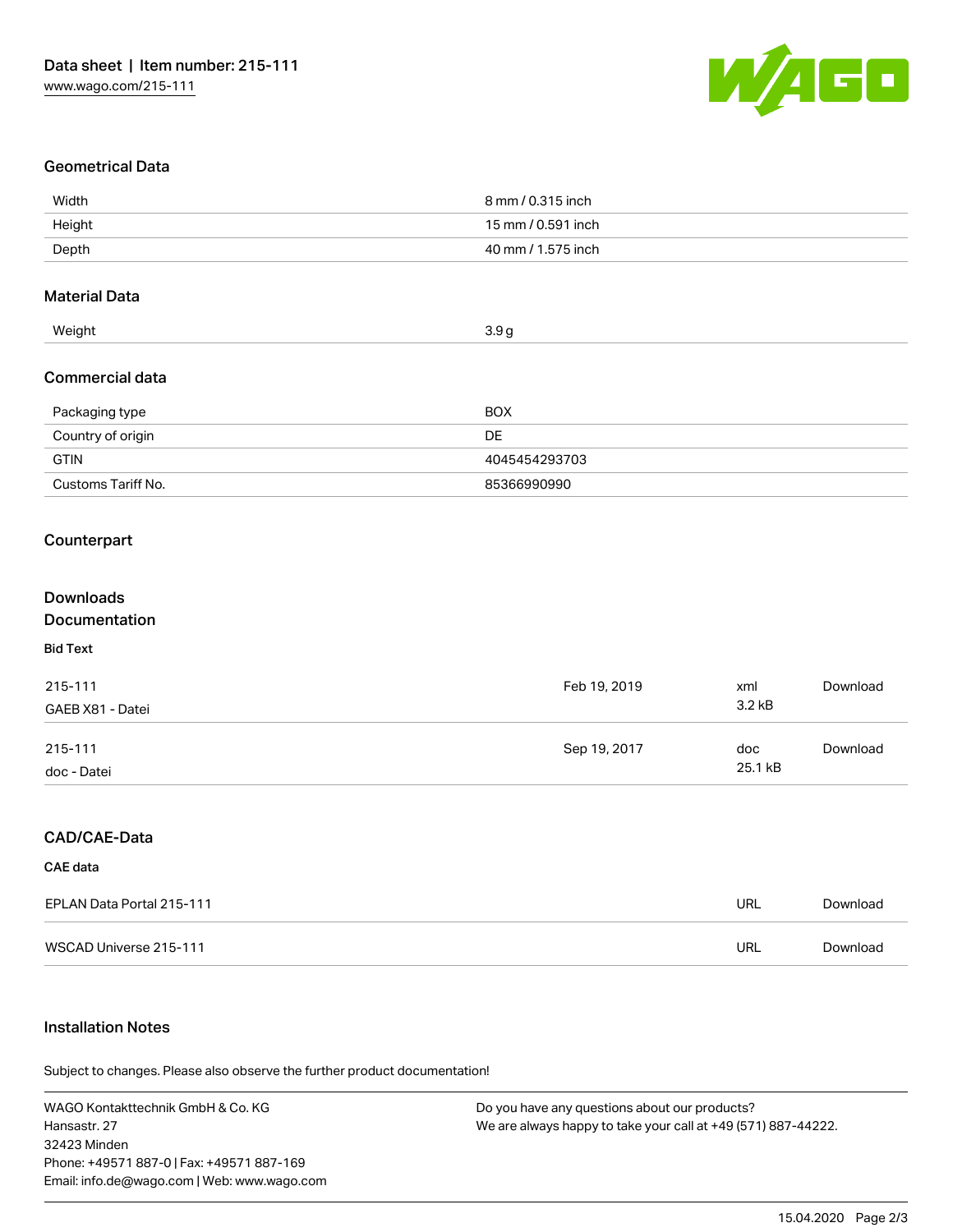## Geometrical Data

| | |
|---|---|
| Width | 8 mm / 0.315 inch |
| Height | 15 mm / 0.591 inch |
| Depth | 40 mm / 1.575 inch |

## Material Data

| | |
|---|---|
| Weight | 3.9 g |

## Commercial data

| | |
|---|---|
| Packaging type | BOX |
| Country of origin | DE |
| GTIN | 4045454293703 |
| Customs Tariff No. | 85366990990 |

## Counterpart

## Downloads
## Documentation

### Bid Text

| | | | |
|---|---|---|---|
| 215-111<br>GAEB X81 - Datei | Feb 19, 2019 | xml<br>3.2 kB | Download |
| 215-111<br>doc - Datei | Sep 19, 2017 | doc<br>25.1 kB | Download |

## CAD/CAE-Data

### CAE data

| | | |
|---|---|---|
| EPLAN Data Portal 215-111 | URL | Download |
| WSCAD Universe 215-111 | URL | Download |

## Installation Notes

Subject to changes. Please also observe the further product documentation!

WAGO Kontakttechnik GmbH & Co. KG
Hansastr. 27
32423 Minden
Phone: +49571 887-0 | Fax: +49571 887-169
Email: info.de@wago.com | Web: www.wago.com

Do you have any questions about our products?
We are always happy to take your call at +49 (571) 887-44222.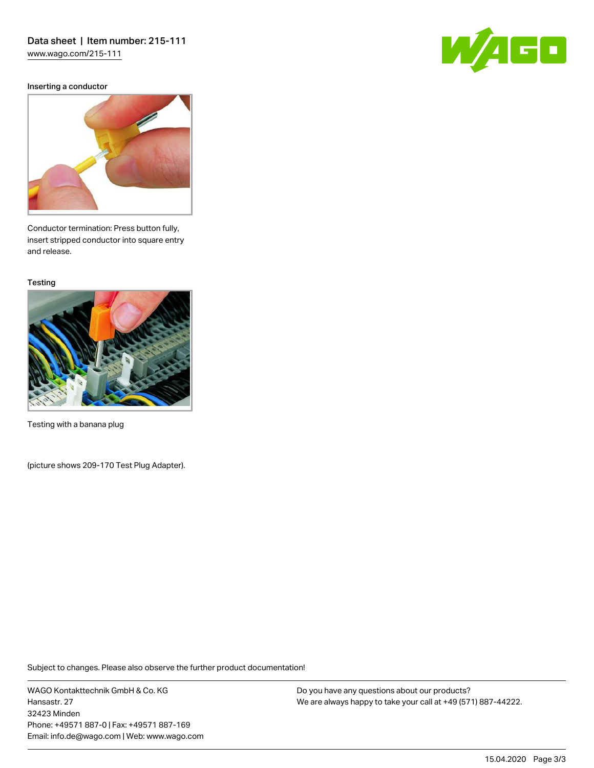Inserting a conductor

Conductor termination: Press button fully, insert stripped conductor into square entry and release.

Testing

Testing with a banana plug

(picture shows 209-170 Test Plug Adapter).

Subject to changes. Please also observe the further product documentation!

WAGO Kontakttechnik GmbH & Co. KG
Hansastr. 27
32423 Minden
Phone: +49571 887-0 | Fax: +49571 887-169
Email: info.de@wago.com | Web: www.wago.com

Do you have any questions about our products?
We are always happy to take your call at +49 (571) 887-44222.